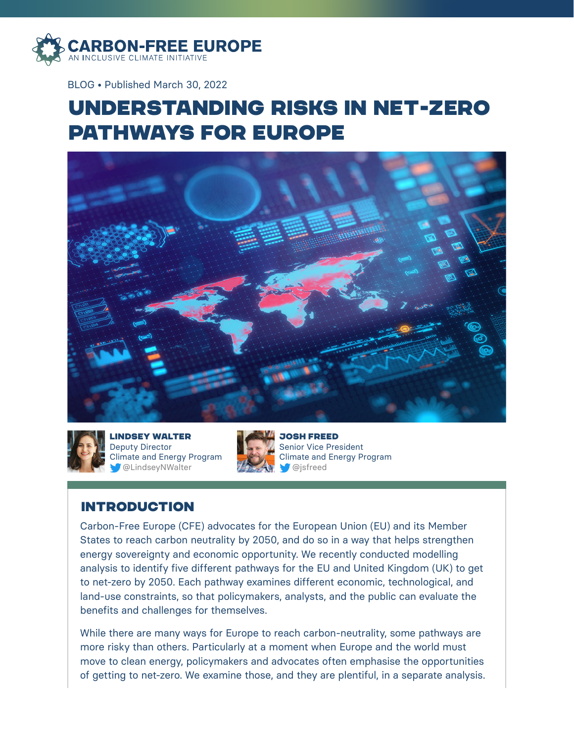**CARBON-FREE EUROPE**
AN INCLUSIVE CLIMATE INITIATIVE

BLOG • Published March 30, 2022

# UNDERSTANDING RISKS IN NET-ZERO PATHWAYS FOR EUROPE

**LINDSEY WALTER**
Deputy Director
Climate and Energy Program
@LindseyNWalter

**JOSH FREED**
Senior Vice President
Climate and Energy Program
@jsfreed

## INTRODUCTION

Carbon-Free Europe (CFE) advocates for the European Union (EU) and its Member States to reach carbon neutrality by 2050, and do so in a way that helps strengthen energy sovereignty and economic opportunity. We recently conducted modelling analysis to identify five different pathways for the EU and United Kingdom (UK) to get to net-zero by 2050. Each pathway examines different economic, technological, and land-use constraints, so that policymakers, analysts, and the public can evaluate the benefits and challenges for themselves.

While there are many ways for Europe to reach carbon-neutrality, some pathways are more risky than others. Particularly at a moment when Europe and the world must move to clean energy, policymakers and advocates often emphasise the opportunities of getting to net-zero. We examine those, and they are plentiful, in a separate analysis.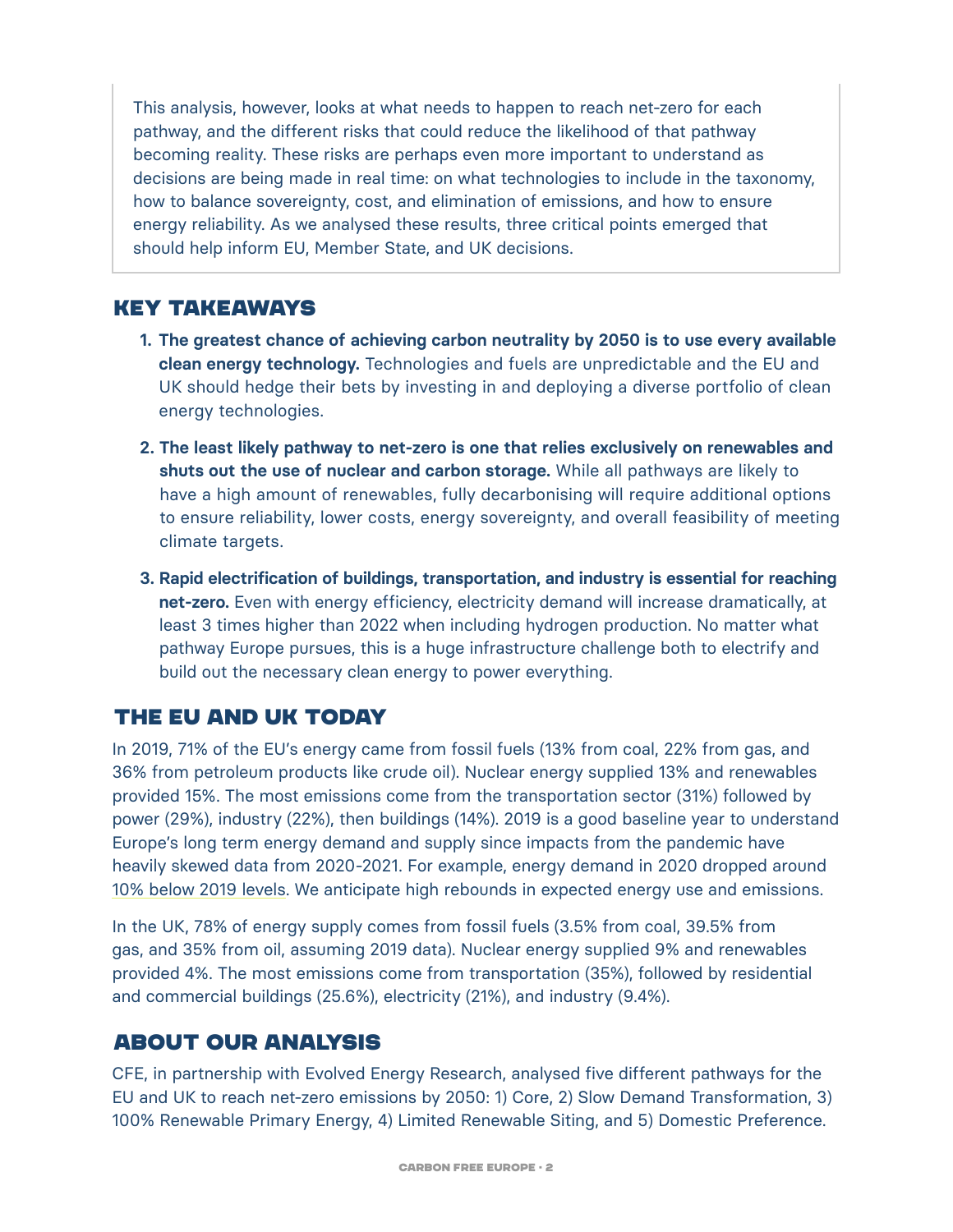This analysis, however, looks at what needs to happen to reach net-zero for each pathway, and the different risks that could reduce the likelihood of that pathway becoming reality. These risks are perhaps even more important to understand as decisions are being made in real time: on what technologies to include in the taxonomy, how to balance sovereignty, cost, and elimination of emissions, and how to ensure energy reliability. As we analysed these results, three critical points emerged that should help inform EU, Member State, and UK decisions.

## KEY TAKEAWAYS

1. **The greatest chance of achieving carbon neutrality by 2050 is to use every available clean energy technology.** Technologies and fuels are unpredictable and the EU and UK should hedge their bets by investing in and deploying a diverse portfolio of clean energy technologies.
2. **The least likely pathway to net-zero is one that relies exclusively on renewables and shuts out the use of nuclear and carbon storage.** While all pathways are likely to have a high amount of renewables, fully decarbonising will require additional options to ensure reliability, lower costs, energy sovereignty, and overall feasibility of meeting climate targets.
3. **Rapid electrification of buildings, transportation, and industry is essential for reaching net-zero.** Even with energy efficiency, electricity demand will increase dramatically, at least 3 times higher than 2022 when including hydrogen production. No matter what pathway Europe pursues, this is a huge infrastructure challenge both to electrify and build out the necessary clean energy to power everything.

## THE EU AND UK TODAY

In 2019, 71% of the EU's energy came from fossil fuels (13% from coal, 22% from gas, and 36% from petroleum products like crude oil). Nuclear energy supplied 13% and renewables provided 15%. The most emissions come from the transportation sector (31%) followed by power (29%), industry (22%), then buildings (14%). 2019 is a good baseline year to understand Europe's long term energy demand and supply since impacts from the pandemic have heavily skewed data from 2020-2021. For example, energy demand in 2020 dropped around 10% below 2019 levels. We anticipate high rebounds in expected energy use and emissions.

In the UK, 78% of energy supply comes from fossil fuels (3.5% from coal, 39.5% from gas, and 35% from oil, assuming 2019 data). Nuclear energy supplied 9% and renewables provided 4%. The most emissions come from transportation (35%), followed by residential and commercial buildings (25.6%), electricity (21%), and industry (9.4%).

## ABOUT OUR ANALYSIS

CFE, in partnership with Evolved Energy Research, analysed five different pathways for the EU and UK to reach net-zero emissions by 2050: 1) Core, 2) Slow Demand Transformation, 3) 100% Renewable Primary Energy, 4) Limited Renewable Siting, and 5) Domestic Preference.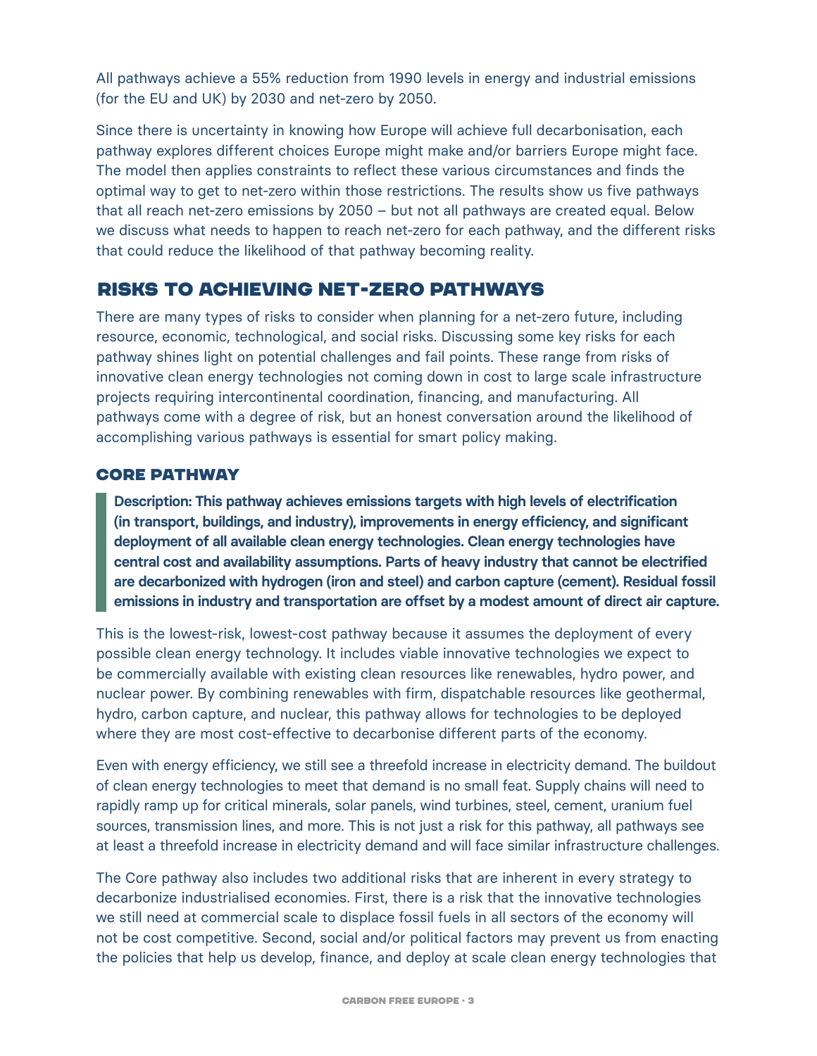All pathways achieve a 55% reduction from 1990 levels in energy and industrial emissions (for the EU and UK) by 2030 and net-zero by 2050.

Since there is uncertainty in knowing how Europe will achieve full decarbonisation, each pathway explores different choices Europe might make and/or barriers Europe might face. The model then applies constraints to reflect these various circumstances and finds the optimal way to get to net-zero within those restrictions. The results show us five pathways that all reach net-zero emissions by 2050 – but not all pathways are created equal. Below we discuss what needs to happen to reach net-zero for each pathway, and the different risks that could reduce the likelihood of that pathway becoming reality.

## RISKS TO ACHIEVING NET-ZERO PATHWAYS

There are many types of risks to consider when planning for a net-zero future, including resource, economic, technological, and social risks. Discussing some key risks for each pathway shines light on potential challenges and fail points. These range from risks of innovative clean energy technologies not coming down in cost to large scale infrastructure projects requiring intercontinental coordination, financing, and manufacturing. All pathways come with a degree of risk, but an honest conversation around the likelihood of accomplishing various pathways is essential for smart policy making.

### CORE PATHWAY

> **Description: This pathway achieves emissions targets with high levels of electrification (in transport, buildings, and industry), improvements in energy efficiency, and significant deployment of all available clean energy technologies. Clean energy technologies have central cost and availability assumptions. Parts of heavy industry that cannot be electrified are decarbonized with hydrogen (iron and steel) and carbon capture (cement). Residual fossil emissions in industry and transportation are offset by a modest amount of direct air capture.**

This is the lowest-risk, lowest-cost pathway because it assumes the deployment of every possible clean energy technology. It includes viable innovative technologies we expect to be commercially available with existing clean resources like renewables, hydro power, and nuclear power. By combining renewables with firm, dispatchable resources like geothermal, hydro, carbon capture, and nuclear, this pathway allows for technologies to be deployed where they are most cost-effective to decarbonise different parts of the economy.

Even with energy efficiency, we still see a threefold increase in electricity demand. The buildout of clean energy technologies to meet that demand is no small feat. Supply chains will need to rapidly ramp up for critical minerals, solar panels, wind turbines, steel, cement, uranium fuel sources, transmission lines, and more. This is not just a risk for this pathway, all pathways see at least a threefold increase in electricity demand and will face similar infrastructure challenges.

The Core pathway also includes two additional risks that are inherent in every strategy to decarbonize industrialised economies. First, there is a risk that the innovative technologies we still need at commercial scale to displace fossil fuels in all sectors of the economy will not be cost competitive. Second, social and/or political factors may prevent us from enacting the policies that help us develop, finance, and deploy at scale clean energy technologies that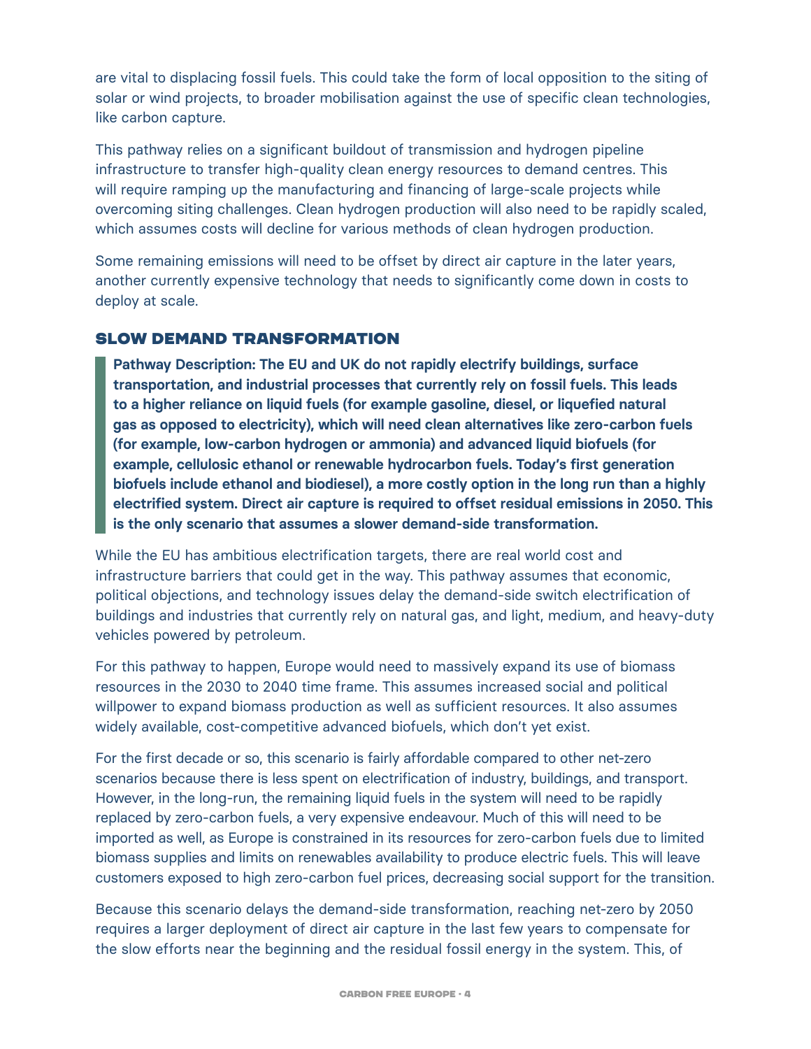are vital to displacing fossil fuels. This could take the form of local opposition to the siting of solar or wind projects, to broader mobilisation against the use of specific clean technologies, like carbon capture.

This pathway relies on a significant buildout of transmission and hydrogen pipeline infrastructure to transfer high-quality clean energy resources to demand centres. This will require ramping up the manufacturing and financing of large-scale projects while overcoming siting challenges. Clean hydrogen production will also need to be rapidly scaled, which assumes costs will decline for various methods of clean hydrogen production.

Some remaining emissions will need to be offset by direct air capture in the later years, another currently expensive technology that needs to significantly come down in costs to deploy at scale.

### SLOW DEMAND TRANSFORMATION

> **Pathway Description: The EU and UK do not rapidly electrify buildings, surface transportation, and industrial processes that currently rely on fossil fuels. This leads to a higher reliance on liquid fuels (for example gasoline, diesel, or liquefied natural gas as opposed to electricity), which will need clean alternatives like zero-carbon fuels (for example, low-carbon hydrogen or ammonia) and advanced liquid biofuels (for example, cellulosic ethanol or renewable hydrocarbon fuels. Today's first generation biofuels include ethanol and biodiesel), a more costly option in the long run than a highly electrified system. Direct air capture is required to offset residual emissions in 2050. This is the only scenario that assumes a slower demand-side transformation.**

While the EU has ambitious electrification targets, there are real world cost and infrastructure barriers that could get in the way. This pathway assumes that economic, political objections, and technology issues delay the demand-side switch electrification of buildings and industries that currently rely on natural gas, and light, medium, and heavy-duty vehicles powered by petroleum.

For this pathway to happen, Europe would need to massively expand its use of biomass resources in the 2030 to 2040 time frame. This assumes increased social and political willpower to expand biomass production as well as sufficient resources. It also assumes widely available, cost-competitive advanced biofuels, which don't yet exist.

For the first decade or so, this scenario is fairly affordable compared to other net-zero scenarios because there is less spent on electrification of industry, buildings, and transport. However, in the long-run, the remaining liquid fuels in the system will need to be rapidly replaced by zero-carbon fuels, a very expensive endeavour. Much of this will need to be imported as well, as Europe is constrained in its resources for zero-carbon fuels due to limited biomass supplies and limits on renewables availability to produce electric fuels. This will leave customers exposed to high zero-carbon fuel prices, decreasing social support for the transition.

Because this scenario delays the demand-side transformation, reaching net-zero by 2050 requires a larger deployment of direct air capture in the last few years to compensate for the slow efforts near the beginning and the residual fossil energy in the system. This, of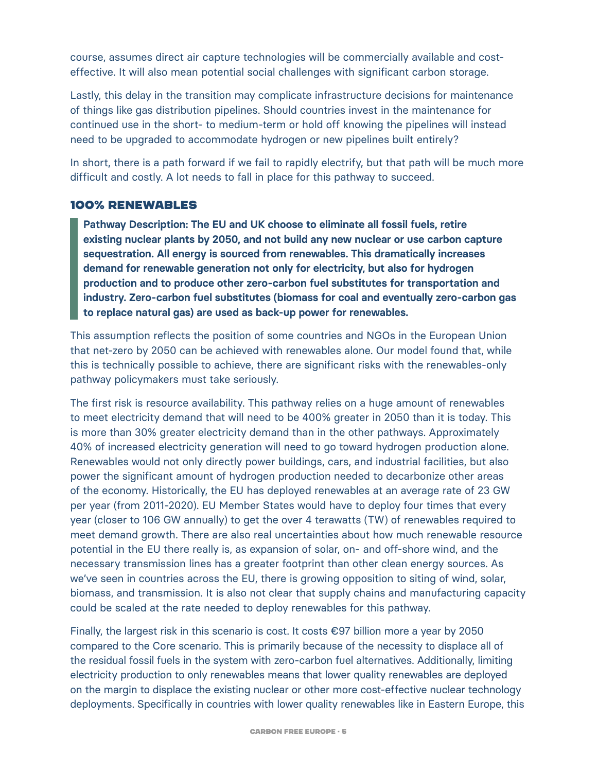course, assumes direct air capture technologies will be commercially available and cost-effective. It will also mean potential social challenges with significant carbon storage.

Lastly, this delay in the transition may complicate infrastructure decisions for maintenance of things like gas distribution pipelines. Should countries invest in the maintenance for continued use in the short- to medium-term or hold off knowing the pipelines will instead need to be upgraded to accommodate hydrogen or new pipelines built entirely?

In short, there is a path forward if we fail to rapidly electrify, but that path will be much more difficult and costly. A lot needs to fall in place for this pathway to succeed.

### 100% RENEWABLES

> **Pathway Description: The EU and UK choose to eliminate all fossil fuels, retire existing nuclear plants by 2050, and not build any new nuclear or use carbon capture sequestration. All energy is sourced from renewables. This dramatically increases demand for renewable generation not only for electricity, but also for hydrogen production and to produce other zero-carbon fuel substitutes for transportation and industry. Zero-carbon fuel substitutes (biomass for coal and eventually zero-carbon gas to replace natural gas) are used as back-up power for renewables.**

This assumption reflects the position of some countries and NGOs in the European Union that net-zero by 2050 can be achieved with renewables alone. Our model found that, while this is technically possible to achieve, there are significant risks with the renewables-only pathway policymakers must take seriously.

The first risk is resource availability. This pathway relies on a huge amount of renewables to meet electricity demand that will need to be 400% greater in 2050 than it is today. This is more than 30% greater electricity demand than in the other pathways. Approximately 40% of increased electricity generation will need to go toward hydrogen production alone. Renewables would not only directly power buildings, cars, and industrial facilities, but also power the significant amount of hydrogen production needed to decarbonize other areas of the economy. Historically, the EU has deployed renewables at an average rate of 23 GW per year (from 2011-2020). EU Member States would have to deploy four times that every year (closer to 106 GW annually) to get the over 4 terawatts (TW) of renewables required to meet demand growth. There are also real uncertainties about how much renewable resource potential in the EU there really is, as expansion of solar, on- and off-shore wind, and the necessary transmission lines has a greater footprint than other clean energy sources. As we've seen in countries across the EU, there is growing opposition to siting of wind, solar, biomass, and transmission. It is also not clear that supply chains and manufacturing capacity could be scaled at the rate needed to deploy renewables for this pathway.

Finally, the largest risk in this scenario is cost. It costs €97 billion more a year by 2050 compared to the Core scenario. This is primarily because of the necessity to displace all of the residual fossil fuels in the system with zero-carbon fuel alternatives. Additionally, limiting electricity production to only renewables means that lower quality renewables are deployed on the margin to displace the existing nuclear or other more cost-effective nuclear technology deployments. Specifically in countries with lower quality renewables like in Eastern Europe, this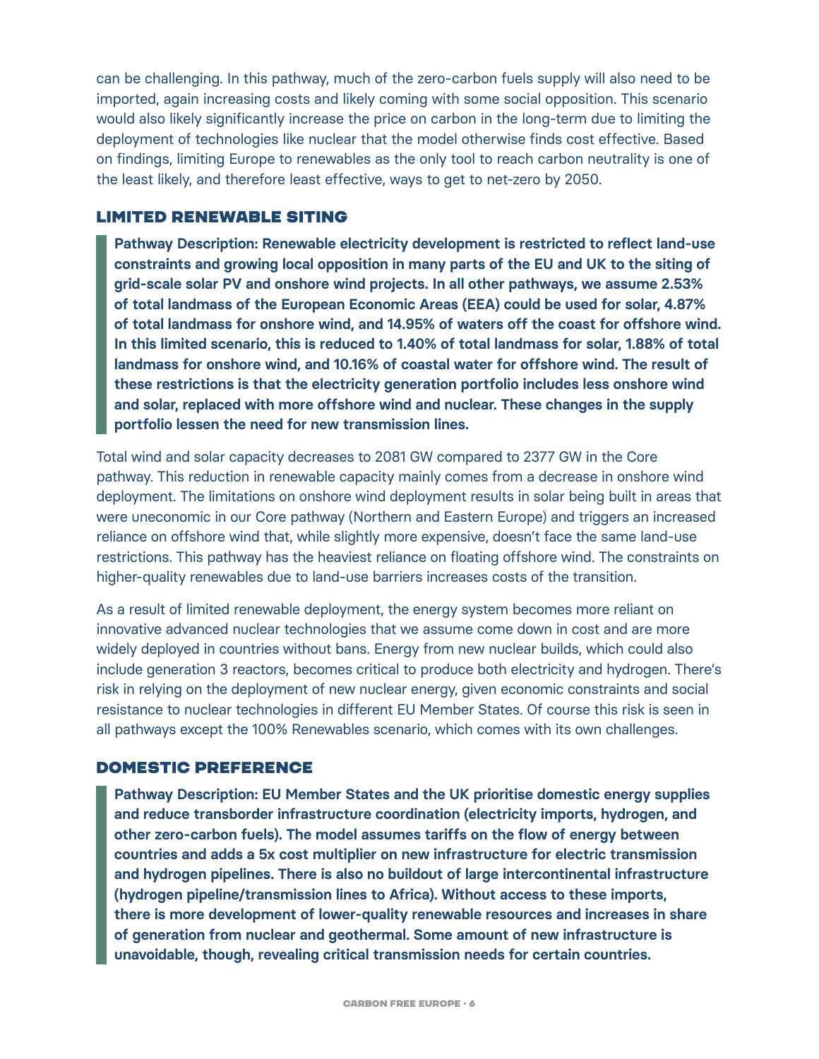can be challenging. In this pathway, much of the zero-carbon fuels supply will also need to be imported, again increasing costs and likely coming with some social opposition. This scenario would also likely significantly increase the price on carbon in the long-term due to limiting the deployment of technologies like nuclear that the model otherwise finds cost effective. Based on findings, limiting Europe to renewables as the only tool to reach carbon neutrality is one of the least likely, and therefore least effective, ways to get to net-zero by 2050.

## LIMITED RENEWABLE SITING

> **Pathway Description: Renewable electricity development is restricted to reflect land-use constraints and growing local opposition in many parts of the EU and UK to the siting of grid-scale solar PV and onshore wind projects. In all other pathways, we assume 2.53% of total landmass of the European Economic Areas (EEA) could be used for solar, 4.87% of total landmass for onshore wind, and 14.95% of waters off the coast for offshore wind. In this limited scenario, this is reduced to 1.40% of total landmass for solar, 1.88% of total landmass for onshore wind, and 10.16% of coastal water for offshore wind. The result of these restrictions is that the electricity generation portfolio includes less onshore wind and solar, replaced with more offshore wind and nuclear. These changes in the supply portfolio lessen the need for new transmission lines.**

Total wind and solar capacity decreases to 2081 GW compared to 2377 GW in the Core pathway. This reduction in renewable capacity mainly comes from a decrease in onshore wind deployment. The limitations on onshore wind deployment results in solar being built in areas that were uneconomic in our Core pathway (Northern and Eastern Europe) and triggers an increased reliance on offshore wind that, while slightly more expensive, doesn't face the same land-use restrictions. This pathway has the heaviest reliance on floating offshore wind. The constraints on higher-quality renewables due to land-use barriers increases costs of the transition.

As a result of limited renewable deployment, the energy system becomes more reliant on innovative advanced nuclear technologies that we assume come down in cost and are more widely deployed in countries without bans. Energy from new nuclear builds, which could also include generation 3 reactors, becomes critical to produce both electricity and hydrogen. There's risk in relying on the deployment of new nuclear energy, given economic constraints and social resistance to nuclear technologies in different EU Member States. Of course this risk is seen in all pathways except the 100% Renewables scenario, which comes with its own challenges.

## DOMESTIC PREFERENCE

> **Pathway Description: EU Member States and the UK prioritise domestic energy supplies and reduce transborder infrastructure coordination (electricity imports, hydrogen, and other zero-carbon fuels). The model assumes tariffs on the flow of energy between countries and adds a 5x cost multiplier on new infrastructure for electric transmission and hydrogen pipelines. There is also no buildout of large intercontinental infrastructure (hydrogen pipeline/transmission lines to Africa). Without access to these imports, there is more development of lower-quality renewable resources and increases in share of generation from nuclear and geothermal. Some amount of new infrastructure is unavoidable, though, revealing critical transmission needs for certain countries.**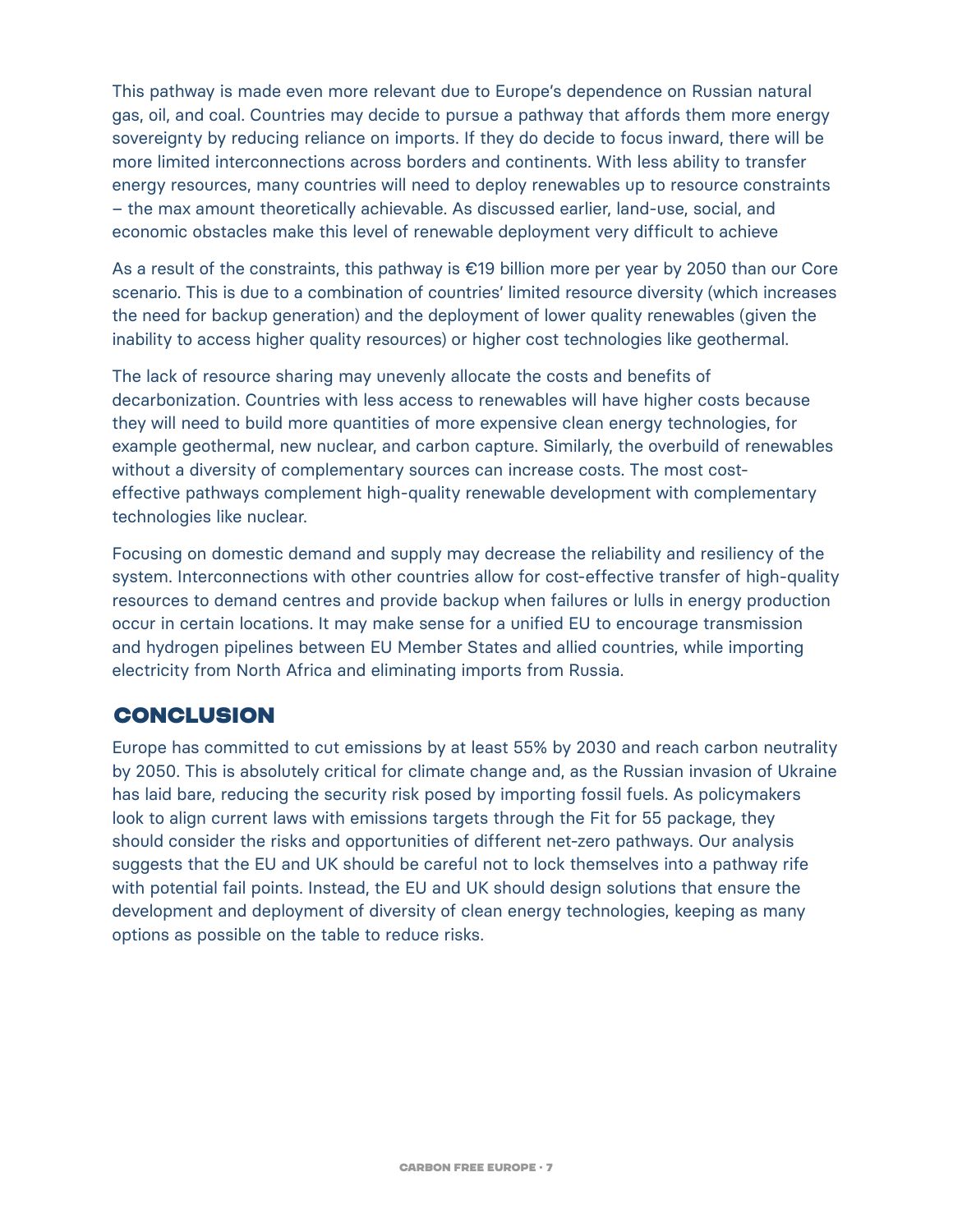This pathway is made even more relevant due to Europe's dependence on Russian natural gas, oil, and coal. Countries may decide to pursue a pathway that affords them more energy sovereignty by reducing reliance on imports. If they do decide to focus inward, there will be more limited interconnections across borders and continents. With less ability to transfer energy resources, many countries will need to deploy renewables up to resource constraints – the max amount theoretically achievable. As discussed earlier, land-use, social, and economic obstacles make this level of renewable deployment very difficult to achieve

As a result of the constraints, this pathway is €19 billion more per year by 2050 than our Core scenario. This is due to a combination of countries' limited resource diversity (which increases the need for backup generation) and the deployment of lower quality renewables (given the inability to access higher quality resources) or higher cost technologies like geothermal.

The lack of resource sharing may unevenly allocate the costs and benefits of decarbonization. Countries with less access to renewables will have higher costs because they will need to build more quantities of more expensive clean energy technologies, for example geothermal, new nuclear, and carbon capture. Similarly, the overbuild of renewables without a diversity of complementary sources can increase costs. The most cost-effective pathways complement high-quality renewable development with complementary technologies like nuclear.

Focusing on domestic demand and supply may decrease the reliability and resiliency of the system. Interconnections with other countries allow for cost-effective transfer of high-quality resources to demand centres and provide backup when failures or lulls in energy production occur in certain locations. It may make sense for a unified EU to encourage transmission and hydrogen pipelines between EU Member States and allied countries, while importing electricity from North Africa and eliminating imports from Russia.

## CONCLUSION

Europe has committed to cut emissions by at least 55% by 2030 and reach carbon neutrality by 2050. This is absolutely critical for climate change and, as the Russian invasion of Ukraine has laid bare, reducing the security risk posed by importing fossil fuels. As policymakers look to align current laws with emissions targets through the Fit for 55 package, they should consider the risks and opportunities of different net-zero pathways. Our analysis suggests that the EU and UK should be careful not to lock themselves into a pathway rife with potential fail points. Instead, the EU and UK should design solutions that ensure the development and deployment of diversity of clean energy technologies, keeping as many options as possible on the table to reduce risks.